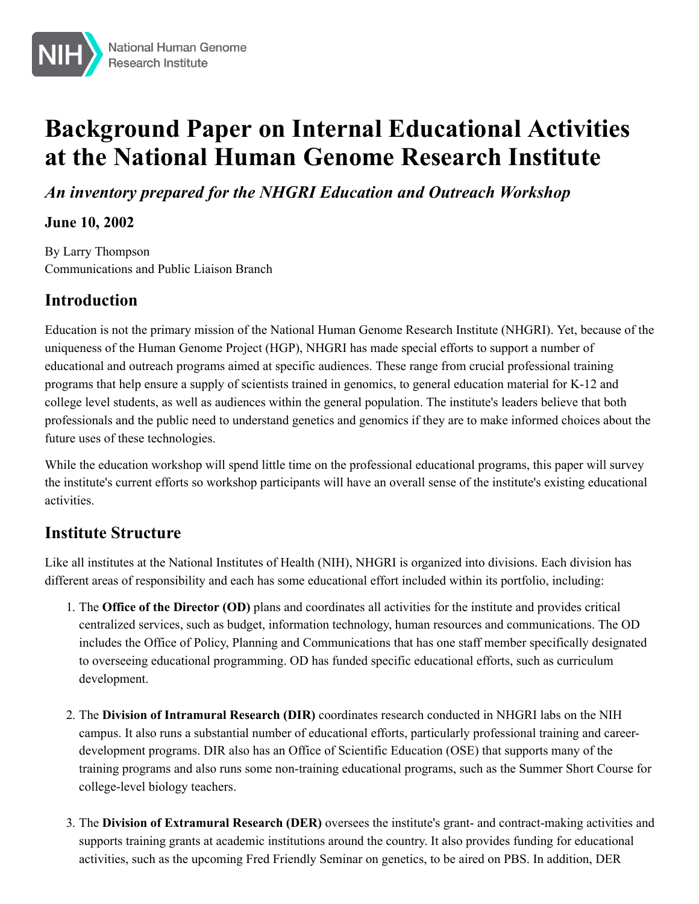# Background Paper on Internal Educational Activities at the National Human Genome Research Institute

## *An inventory prepared for the NHGRI Education and Outreach Workshop*

### June 10, 2002

By Larry Thompson
Communications and Public Liaison Branch

## Introduction

Education is not the primary mission of the National Human Genome Research Institute (NHGRI). Yet, because of the uniqueness of the Human Genome Project (HGP), NHGRI has made special efforts to support a number of educational and outreach programs aimed at specific audiences. These range from crucial professional training programs that help ensure a supply of scientists trained in genomics, to general education material for K-12 and college level students, as well as audiences within the general population. The institute's leaders believe that both professionals and the public need to understand genetics and genomics if they are to make informed choices about the future uses of these technologies.

While the education workshop will spend little time on the professional educational programs, this paper will survey the institute's current efforts so workshop participants will have an overall sense of the institute's existing educational activities.

## Institute Structure

Like all institutes at the National Institutes of Health (NIH), NHGRI is organized into divisions. Each division has different areas of responsibility and each has some educational effort included within its portfolio, including:

1. The **Office of the Director (OD)** plans and coordinates all activities for the institute and provides critical centralized services, such as budget, information technology, human resources and communications. The OD includes the Office of Policy, Planning and Communications that has one staff member specifically designated to overseeing educational programming. OD has funded specific educational efforts, such as curriculum development.

2. The **Division of Intramural Research (DIR)** coordinates research conducted in NHGRI labs on the NIH campus. It also runs a substantial number of educational efforts, particularly professional training and career-development programs. DIR also has an Office of Scientific Education (OSE) that supports many of the training programs and also runs some non-training educational programs, such as the Summer Short Course for college-level biology teachers.

3. The **Division of Extramural Research (DER)** oversees the institute's grant- and contract-making activities and supports training grants at academic institutions around the country. It also provides funding for educational activities, such as the upcoming Fred Friendly Seminar on genetics, to be aired on PBS. In addition, DER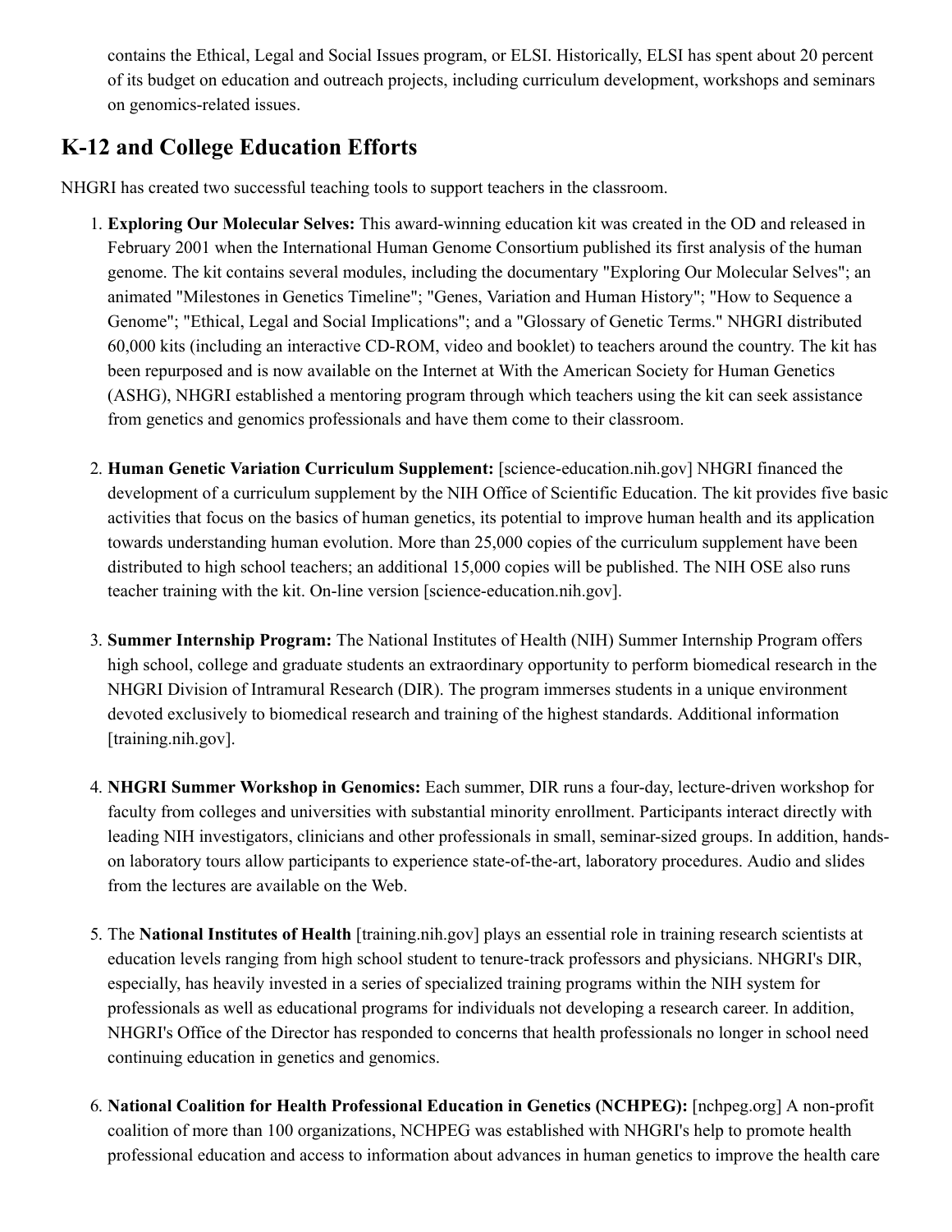contains the Ethical, Legal and Social Issues program, or ELSI. Historically, ELSI has spent about 20 percent of its budget on education and outreach projects, including curriculum development, workshops and seminars on genomics-related issues.

## K-12 and College Education Efforts

NHGRI has created two successful teaching tools to support teachers in the classroom.

1. **Exploring Our Molecular Selves:** This award-winning education kit was created in the OD and released in February 2001 when the International Human Genome Consortium published its first analysis of the human genome. The kit contains several modules, including the documentary "Exploring Our Molecular Selves"; an animated "Milestones in Genetics Timeline"; "Genes, Variation and Human History"; "How to Sequence a Genome"; "Ethical, Legal and Social Implications"; and a "Glossary of Genetic Terms." NHGRI distributed 60,000 kits (including an interactive CD-ROM, video and booklet) to teachers around the country. The kit has been repurposed and is now available on the Internet at With the American Society for Human Genetics (ASHG), NHGRI established a mentoring program through which teachers using the kit can seek assistance from genetics and genomics professionals and have them come to their classroom.

2. **Human Genetic Variation Curriculum Supplement:** [science-education.nih.gov] NHGRI financed the development of a curriculum supplement by the NIH Office of Scientific Education. The kit provides five basic activities that focus on the basics of human genetics, its potential to improve human health and its application towards understanding human evolution. More than 25,000 copies of the curriculum supplement have been distributed to high school teachers; an additional 15,000 copies will be published. The NIH OSE also runs teacher training with the kit. On-line version [science-education.nih.gov].

3. **Summer Internship Program:** The National Institutes of Health (NIH) Summer Internship Program offers high school, college and graduate students an extraordinary opportunity to perform biomedical research in the NHGRI Division of Intramural Research (DIR). The program immerses students in a unique environment devoted exclusively to biomedical research and training of the highest standards. Additional information [training.nih.gov].

4. **NHGRI Summer Workshop in Genomics:** Each summer, DIR runs a four-day, lecture-driven workshop for faculty from colleges and universities with substantial minority enrollment. Participants interact directly with leading NIH investigators, clinicians and other professionals in small, seminar-sized groups. In addition, hands-on laboratory tours allow participants to experience state-of-the-art, laboratory procedures. Audio and slides from the lectures are available on the Web.

5. The **National Institutes of Health** [training.nih.gov] plays an essential role in training research scientists at education levels ranging from high school student to tenure-track professors and physicians. NHGRI's DIR, especially, has heavily invested in a series of specialized training programs within the NIH system for professionals as well as educational programs for individuals not developing a research career. In addition, NHGRI's Office of the Director has responded to concerns that health professionals no longer in school need continuing education in genetics and genomics.

6. **National Coalition for Health Professional Education in Genetics (NCHPEG):** [nchpeg.org] A non-profit coalition of more than 100 organizations, NCHPEG was established with NHGRI's help to promote health professional education and access to information about advances in human genetics to improve the health care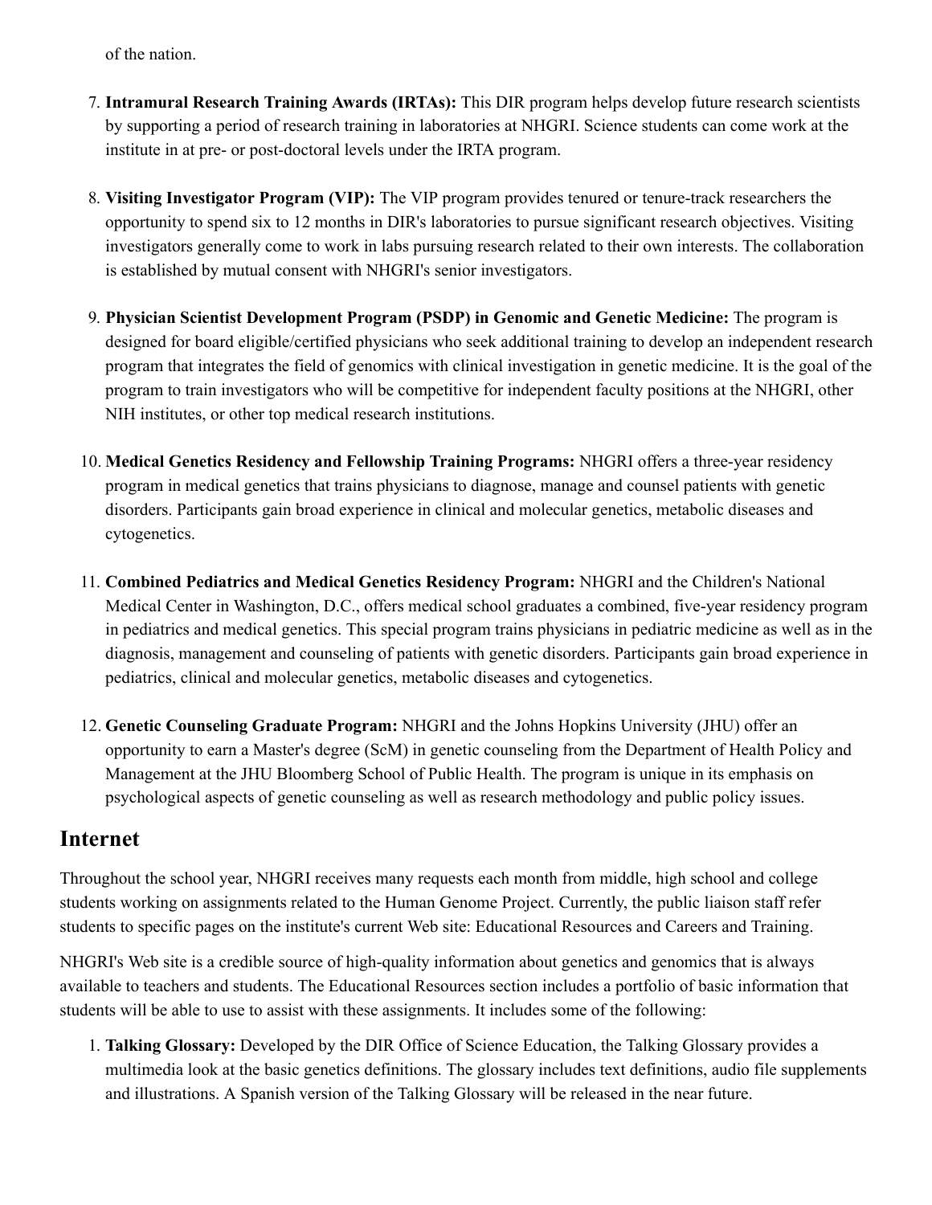of the nation.

7. **Intramural Research Training Awards (IRTAs):** This DIR program helps develop future research scientists by supporting a period of research training in laboratories at NHGRI. Science students can come work at the institute in at pre- or post-doctoral levels under the IRTA program.

8. **Visiting Investigator Program (VIP):** The VIP program provides tenured or tenure-track researchers the opportunity to spend six to 12 months in DIR's laboratories to pursue significant research objectives. Visiting investigators generally come to work in labs pursuing research related to their own interests. The collaboration is established by mutual consent with NHGRI's senior investigators.

9. **Physician Scientist Development Program (PSDP) in Genomic and Genetic Medicine:** The program is designed for board eligible/certified physicians who seek additional training to develop an independent research program that integrates the field of genomics with clinical investigation in genetic medicine. It is the goal of the program to train investigators who will be competitive for independent faculty positions at the NHGRI, other NIH institutes, or other top medical research institutions.

10. **Medical Genetics Residency and Fellowship Training Programs:** NHGRI offers a three-year residency program in medical genetics that trains physicians to diagnose, manage and counsel patients with genetic disorders. Participants gain broad experience in clinical and molecular genetics, metabolic diseases and cytogenetics.

11. **Combined Pediatrics and Medical Genetics Residency Program:** NHGRI and the Children's National Medical Center in Washington, D.C., offers medical school graduates a combined, five-year residency program in pediatrics and medical genetics. This special program trains physicians in pediatric medicine as well as in the diagnosis, management and counseling of patients with genetic disorders. Participants gain broad experience in pediatrics, clinical and molecular genetics, metabolic diseases and cytogenetics.

12. **Genetic Counseling Graduate Program:** NHGRI and the Johns Hopkins University (JHU) offer an opportunity to earn a Master's degree (ScM) in genetic counseling from the Department of Health Policy and Management at the JHU Bloomberg School of Public Health. The program is unique in its emphasis on psychological aspects of genetic counseling as well as research methodology and public policy issues.

## Internet

Throughout the school year, NHGRI receives many requests each month from middle, high school and college students working on assignments related to the Human Genome Project. Currently, the public liaison staff refer students to specific pages on the institute's current Web site: Educational Resources and Careers and Training.

NHGRI's Web site is a credible source of high-quality information about genetics and genomics that is always available to teachers and students. The Educational Resources section includes a portfolio of basic information that students will be able to use to assist with these assignments. It includes some of the following:

1. **Talking Glossary:** Developed by the DIR Office of Science Education, the Talking Glossary provides a multimedia look at the basic genetics definitions. The glossary includes text definitions, audio file supplements and illustrations. A Spanish version of the Talking Glossary will be released in the near future.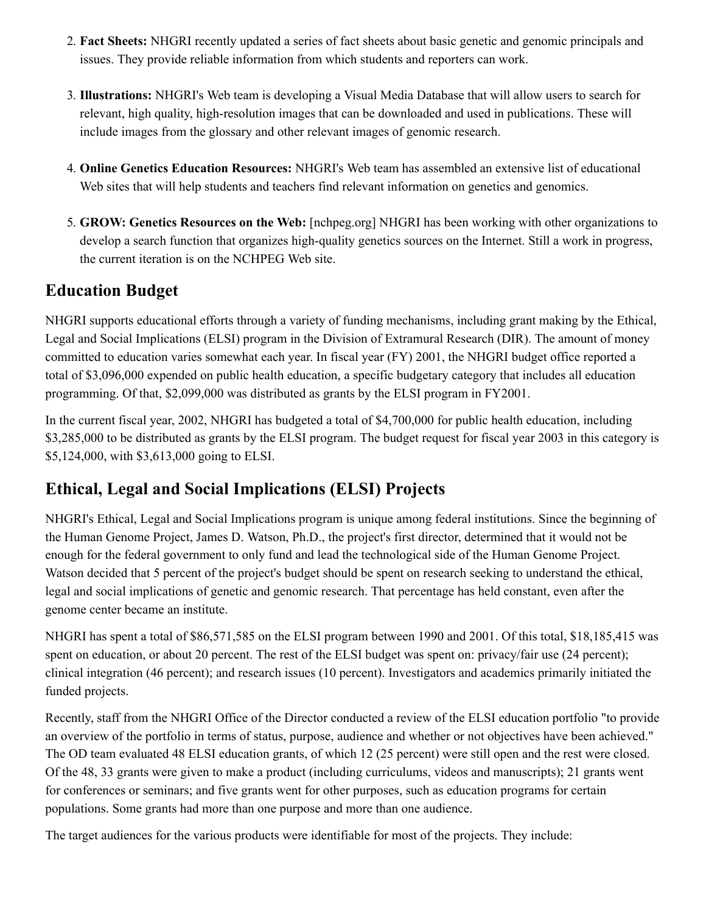2. **Fact Sheets:** NHGRI recently updated a series of fact sheets about basic genetic and genomic principals and issues. They provide reliable information from which students and reporters can work.

3. **Illustrations:** NHGRI's Web team is developing a Visual Media Database that will allow users to search for relevant, high quality, high-resolution images that can be downloaded and used in publications. These will include images from the glossary and other relevant images of genomic research.

4. **Online Genetics Education Resources:** NHGRI's Web team has assembled an extensive list of educational Web sites that will help students and teachers find relevant information on genetics and genomics.

5. **GROW: Genetics Resources on the Web:** [nchpeg.org] NHGRI has been working with other organizations to develop a search function that organizes high-quality genetics sources on the Internet. Still a work in progress, the current iteration is on the NCHPEG Web site.

## Education Budget

NHGRI supports educational efforts through a variety of funding mechanisms, including grant making by the Ethical, Legal and Social Implications (ELSI) program in the Division of Extramural Research (DIR). The amount of money committed to education varies somewhat each year. In fiscal year (FY) 2001, the NHGRI budget office reported a total of $3,096,000 expended on public health education, a specific budgetary category that includes all education programming. Of that, $2,099,000 was distributed as grants by the ELSI program in FY2001.

In the current fiscal year, 2002, NHGRI has budgeted a total of $4,700,000 for public health education, including $3,285,000 to be distributed as grants by the ELSI program. The budget request for fiscal year 2003 in this category is $5,124,000, with $3,613,000 going to ELSI.

## Ethical, Legal and Social Implications (ELSI) Projects

NHGRI's Ethical, Legal and Social Implications program is unique among federal institutions. Since the beginning of the Human Genome Project, James D. Watson, Ph.D., the project's first director, determined that it would not be enough for the federal government to only fund and lead the technological side of the Human Genome Project. Watson decided that 5 percent of the project's budget should be spent on research seeking to understand the ethical, legal and social implications of genetic and genomic research. That percentage has held constant, even after the genome center became an institute.

NHGRI has spent a total of $86,571,585 on the ELSI program between 1990 and 2001. Of this total, $18,185,415 was spent on education, or about 20 percent. The rest of the ELSI budget was spent on: privacy/fair use (24 percent); clinical integration (46 percent); and research issues (10 percent). Investigators and academics primarily initiated the funded projects.

Recently, staff from the NHGRI Office of the Director conducted a review of the ELSI education portfolio "to provide an overview of the portfolio in terms of status, purpose, audience and whether or not objectives have been achieved." The OD team evaluated 48 ELSI education grants, of which 12 (25 percent) were still open and the rest were closed. Of the 48, 33 grants were given to make a product (including curriculums, videos and manuscripts); 21 grants went for conferences or seminars; and five grants went for other purposes, such as education programs for certain populations. Some grants had more than one purpose and more than one audience.

The target audiences for the various products were identifiable for most of the projects. They include: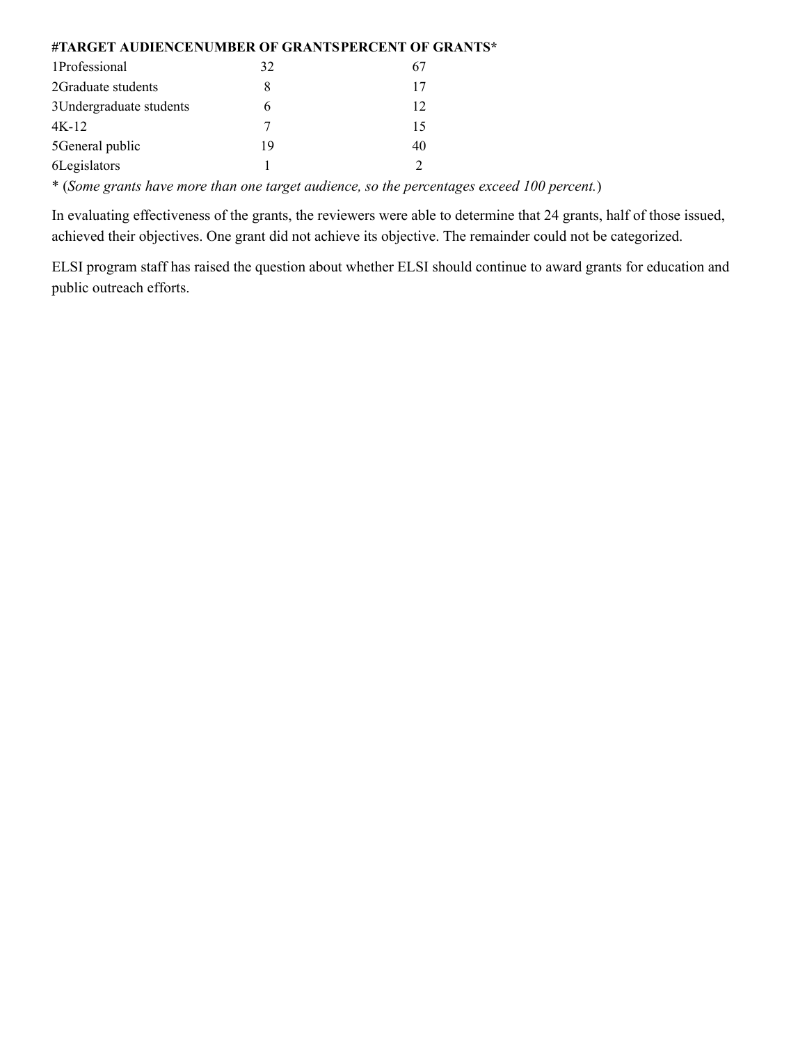| # | TARGET AUDIENCE | NUMBER OF GRANTS | PERCENT OF GRANTS* |
|---|---|---|---|
| 1 | Professional | 32 | 67 |
| 2 | Graduate students | 8 | 17 |
| 3 | Undergraduate students | 6 | 12 |
| 4 | K-12 | 7 | 15 |
| 5 | General public | 19 | 40 |
| 6 | Legislators | 1 | 2 |

* (*Some grants have more than one target audience, so the percentages exceed 100 percent.*)

In evaluating effectiveness of the grants, the reviewers were able to determine that 24 grants, half of those issued, achieved their objectives. One grant did not achieve its objective. The remainder could not be categorized.

ELSI program staff has raised the question about whether ELSI should continue to award grants for education and public outreach efforts.